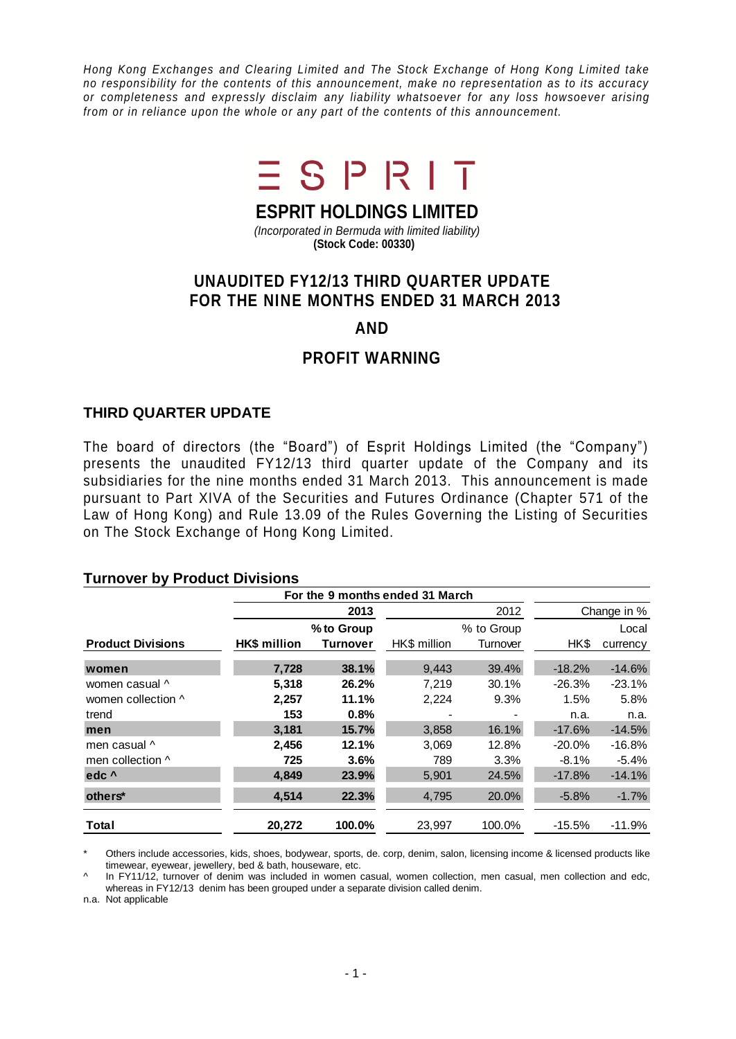*Hong Kong Exchanges and Clearing Limited and The Stock Exchange of Hong Kong Limited take no responsibility for the contents of this announcement, make no representation as to its accuracy or completeness and expressly disclaim any liability whatsoever for any loss howsoever arising from or in reliance upon the whole or any part of the contents of this announcement.*

ESPRIT

# ESPRIT HOLDINGS LIMITED

*(Incorporated in Bermuda with limited liability)*

**(Stock Code: 00330)**

## UNAUDITED FY12/13 THIRD QUARTER UPDATE FOR THE NINE MONTHS ENDED 31 MARCH 2013

## AND

## PROFIT WARNING

### THIRD QUARTER UPDATE

The board of directors (the "Board") of Esprit Holdings Limited (the "Company") presents the unaudited FY12/13 third quarter update of the Company and its subsidiaries for the nine months ended 31 March 2013. This announcement is made pursuant to Part XIVA of the Securities and Futures Ordinance (Chapter 571 of the Law of Hong Kong) and Rule 13.09 of the Rules Governing the Listing of Securities on The Stock Exchange of Hong Kong Limited.

**Turnover by Product Divisions**

| | For the 9 months ended 31 March | | | | | |
|---|---|---|---|---|---|---|
| | **2013** | | 2012 | | Change in % | |
| | | **% to Group** | | % to Group | | Local |
| **Product Divisions** | **HK$ million** | **Turnover** | HK$ million | Turnover | HK$ | currency |
| **women** | **7,728** | **38.1%** | 9,443 | 39.4% | -18.2% | -14.6% |
| women casual ^ | **5,318** | **26.2%** | 7,219 | 30.1% | -26.3% | -23.1% |
| women collection ^ | **2,257** | **11.1%** | 2,224 | 9.3% | 1.5% | 5.8% |
| trend | **153** | **0.8%** | - | - | n.a. | n.a. |
| **men** | **3,181** | **15.7%** | 3,858 | 16.1% | -17.6% | -14.5% |
| men casual ^ | **2,456** | **12.1%** | 3,069 | 12.8% | -20.0% | -16.8% |
| men collection ^ | **725** | **3.6%** | 789 | 3.3% | -8.1% | -5.4% |
| **edc ^** | **4,849** | **23.9%** | 5,901 | 24.5% | -17.8% | -14.1% |
| **others*** | **4,514** | **22.3%** | 4,795 | 20.0% | -5.8% | -1.7% |
| **Total** | **20,272** | **100.0%** | 23,997 | 100.0% | -15.5% | -11.9% |

\* Others include accessories, kids, shoes, bodywear, sports, de. corp, denim, salon, licensing income & licensed products like timewear, eyewear, jewellery, bed & bath, houseware, etc.

^ In FY11/12, turnover of denim was included in women casual, women collection, men casual, men collection and edc, whereas in FY12/13 denim has been grouped under a separate division called denim.

n.a. Not applicable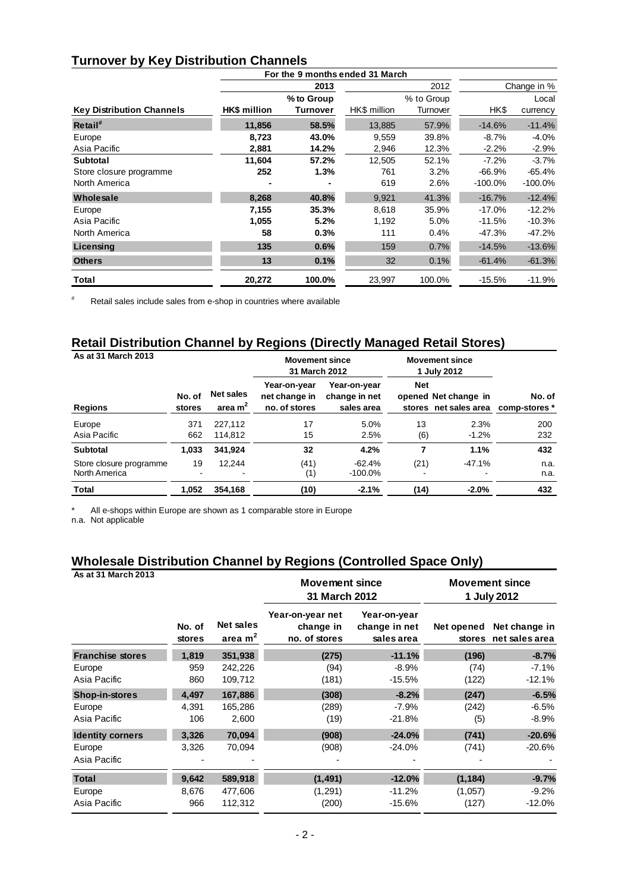## Turnover by Key Distribution Channels

| | For the 9 months ended 31 March | | | | | |
|---|---|---|---|---|---|---|
| | 2013 | | 2012 | | Change in % | |
| **Key Distribution Channels** | **HK$ million** | **% to Group Turnover** | HK$ million | % to Group Turnover | HK$ | Local currency |
| **Retail**[#] | **11,856** | **58.5%** | 13,885 | 57.9% | -14.6% | -11.4% |
| Europe | **8,723** | **43.0%** | 9,559 | 39.8% | -8.7% | -4.0% |
| Asia Pacific | **2,881** | **14.2%** | 2,946 | 12.3% | -2.2% | -2.9% |
| **Subtotal** | **11,604** | **57.2%** | 12,505 | 52.1% | -7.2% | -3.7% |
| Store closure programme | **252** | **1.3%** | 761 | 3.2% | -66.9% | -65.4% |
| North America | **-** | **-** | 619 | 2.6% | -100.0% | -100.0% |
| **Wholesale** | **8,268** | **40.8%** | 9,921 | 41.3% | -16.7% | -12.4% |
| Europe | **7,155** | **35.3%** | 8,618 | 35.9% | -17.0% | -12.2% |
| Asia Pacific | **1,055** | **5.2%** | 1,192 | 5.0% | -11.5% | -10.3% |
| North America | **58** | **0.3%** | 111 | 0.4% | -47.3% | -47.2% |
| **Licensing** | **135** | **0.6%** | 159 | 0.7% | -14.5% | -13.6% |
| **Others** | **13** | **0.1%** | 32 | 0.1% | -61.4% | -61.3% |
| **Total** | **20,272** | **100.0%** | 23,997 | 100.0% | -15.5% | -11.9% |

[#] Retail sales include sales from e-shop in countries where available

## Retail Distribution Channel by Regions (Directly Managed Retail Stores)

**As at 31 March 2013**

| | | | Movement since 31 March 2012 | | Movement since 1 July 2012 | | |
|---|---|---|---|---|---|---|---|
| **Regions** | **No. of stores** | **Net sales area $m^2$** | **Year-on-year net change in no. of stores** | **Year-on-year change in net sales area** | **Net opened stores** | **Net change in net sales area** | **No. of comp-stores \*** |
| Europe | 371 | 227,112 | 17 | 5.0% | 13 | 2.3% | 200 |
| Asia Pacific | 662 | 114,812 | 15 | 2.5% | (6) | -1.2% | 232 |
| **Subtotal** | **1,033** | **341,924** | **32** | **4.2%** | **7** | **1.1%** | **432** |
| Store closure programme | 19 | 12,244 | (41) | -62.4% | (21) | -47.1% | n.a. |
| North America | - | - | (1) | -100.0% | - | - | n.a. |
| **Total** | **1,052** | **354,168** | **(10)** | **-2.1%** | **(14)** | **-2.0%** | **432** |

\* All e-shops within Europe are shown as 1 comparable store in Europe

n.a. Not applicable

## Wholesale Distribution Channel by Regions (Controlled Space Only)

**As at 31 March 2013**

| | | | Movement since 31 March 2012 | | Movement since 1 July 2012 | |
|---|---|---|---|---|---|---|
| | **No. of stores** | **Net sales area $m^2$** | **Year-on-year net change in no. of stores** | **Year-on-year change in net sales area** | **Net opened stores** | **Net change in net sales area** |
| **Franchise stores** | **1,819** | **351,938** | **(275)** | **-11.1%** | **(196)** | **-8.7%** |
| Europe | 959 | 242,226 | (94) | -8.9% | (74) | -7.1% |
| Asia Pacific | 860 | 109,712 | (181) | -15.5% | (122) | -12.1% |
| **Shop-in-stores** | **4,497** | **167,886** | **(308)** | **-8.2%** | **(247)** | **-6.5%** |
| Europe | 4,391 | 165,286 | (289) | -7.9% | (242) | -6.5% |
| Asia Pacific | 106 | 2,600 | (19) | -21.8% | (5) | -8.9% |
| **Identity corners** | **3,326** | **70,094** | **(908)** | **-24.0%** | **(741)** | **-20.6%** |
| Europe | 3,326 | 70,094 | (908) | -24.0% | (741) | -20.6% |
| Asia Pacific | - | - | - | - | - | - |
| **Total** | **9,642** | **589,918** | **(1,491)** | **-12.0%** | **(1,184)** | **-9.7%** |
| Europe | 8,676 | 477,606 | (1,291) | -11.2% | (1,057) | -9.2% |
| Asia Pacific | 966 | 112,312 | (200) | -15.6% | (127) | -12.0% |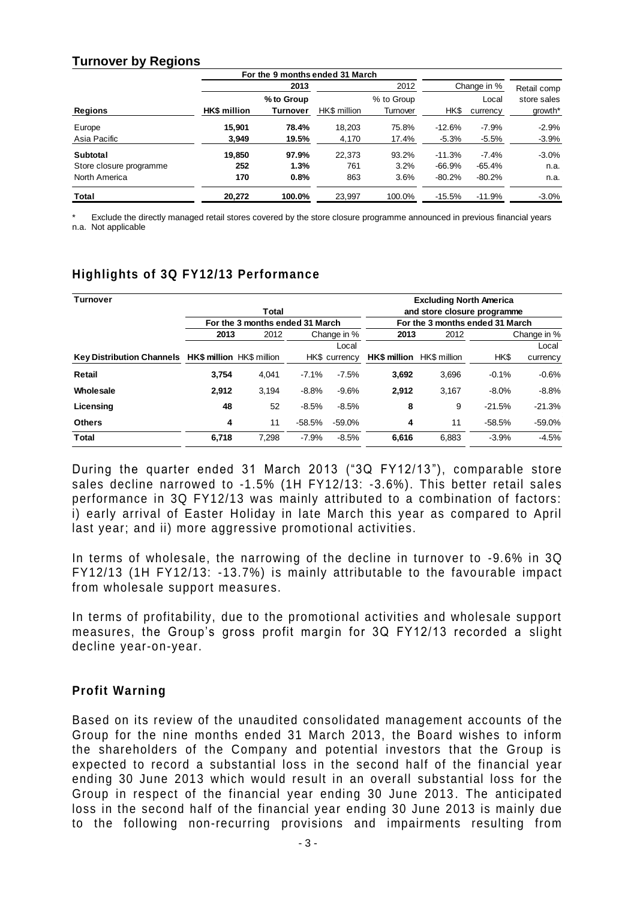## Turnover by Regions

| | For the 9 months ended 31 March | | | | | | |
|---|---|---|---|---|---|---|---|
| | **2013** | | 2012 | | Change in % | | Retail comp |
| | | **% to Group** | | % to Group | | Local | store sales |
| **Regions** | **HK$ million** | **Turnover** | HK$ million | Turnover | HK$ | currency | growth* |
| Europe | **15,901** | **78.4%** | 18,203 | 75.8% | -12.6% | -7.9% | -2.9% |
| Asia Pacific | **3,949** | **19.5%** | 4,170 | 17.4% | -5.3% | -5.5% | -3.9% |
| **Subtotal** | **19,850** | **97.9%** | 22,373 | 93.2% | -11.3% | -7.4% | -3.0% |
| Store closure programme | **252** | **1.3%** | 761 | 3.2% | -66.9% | -65.4% | n.a. |
| North America | **170** | **0.8%** | 863 | 3.6% | -80.2% | -80.2% | n.a. |
| **Total** | **20,272** | **100.0%** | 23,997 | 100.0% | -15.5% | -11.9% | -3.0% |

\* Exclude the directly managed retail stores covered by the store closure programme announced in previous financial years
n.a. Not applicable

## Highlights of 3Q FY12/13 Performance

| **Turnover** | **Total** | | | | **Excluding North America and store closure programme** | | | |
|---|---|---|---|---|---|---|---|---|
| | For the 3 months ended 31 March | | | | For the 3 months ended 31 March | | | |
| | **2013** | 2012 | Change in % | | **2013** | 2012 | Change in % | |
| **Key Distribution Channels** | **HK$ million** | HK$ million | HK$ | Local currency | **HK$ million** | HK$ million | HK$ | Local currency |
| **Retail** | **3,754** | 4,041 | -7.1% | -7.5% | **3,692** | 3,696 | -0.1% | -0.6% |
| **Wholesale** | **2,912** | 3,194 | -8.8% | -9.6% | **2,912** | 3,167 | -8.0% | -8.8% |
| **Licensing** | **48** | 52 | -8.5% | -8.5% | **8** | 9 | -21.5% | -21.3% |
| **Others** | **4** | 11 | -58.5% | -59.0% | **4** | 11 | -58.5% | -59.0% |
| **Total** | **6,718** | 7,298 | -7.9% | -8.5% | **6,616** | 6,883 | -3.9% | -4.5% |

During the quarter ended 31 March 2013 ("3Q FY12/13"), comparable store sales decline narrowed to -1.5% (1H FY12/13: -3.6%). This better retail sales performance in 3Q FY12/13 was mainly attributed to a combination of factors: i) early arrival of Easter Holiday in late March this year as compared to April last year; and ii) more aggressive promotional activities.

In terms of wholesale, the narrowing of the decline in turnover to -9.6% in 3Q FY12/13 (1H FY12/13: -13.7%) is mainly attributable to the favourable impact from wholesale support measures.

In terms of profitability, due to the promotional activities and wholesale support measures, the Group's gross profit margin for 3Q FY12/13 recorded a slight decline year-on-year.

## Profit Warning

Based on its review of the unaudited consolidated management accounts of the Group for the nine months ended 31 March 2013, the Board wishes to inform the shareholders of the Company and potential investors that the Group is expected to record a substantial loss in the second half of the financial year ending 30 June 2013 which would result in an overall substantial loss for the Group in respect of the financial year ending 30 June 2013. The anticipated loss in the second half of the financial year ending 30 June 2013 is mainly due to the following non-recurring provisions and impairments resulting from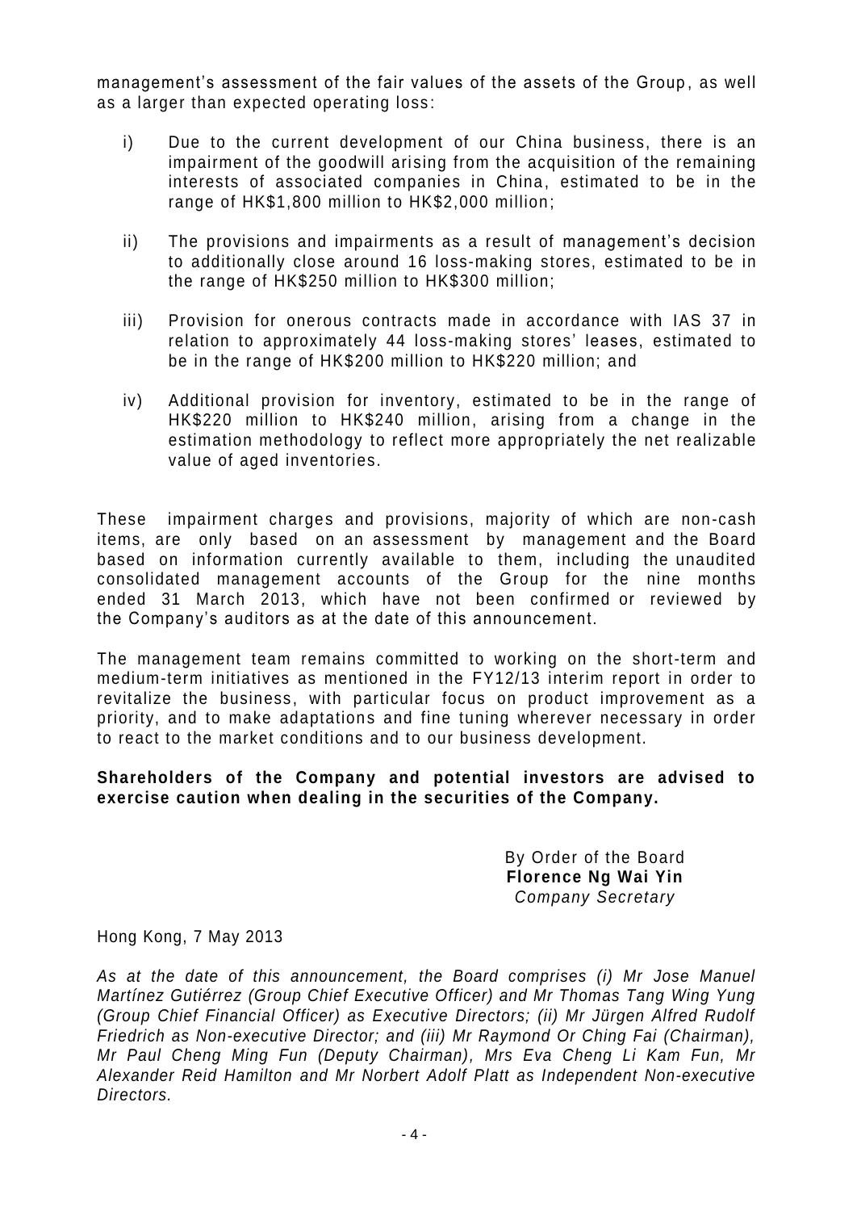management's assessment of the fair values of the assets of the Group, as well as a larger than expected operating loss:

i) Due to the current development of our China business, there is an impairment of the goodwill arising from the acquisition of the remaining interests of associated companies in China, estimated to be in the range of HK$1,800 million to HK$2,000 million;

ii) The provisions and impairments as a result of management's decision to additionally close around 16 loss-making stores, estimated to be in the range of HK$250 million to HK$300 million;

iii) Provision for onerous contracts made in accordance with IAS 37 in relation to approximately 44 loss-making stores' leases, estimated to be in the range of HK$200 million to HK$220 million; and

iv) Additional provision for inventory, estimated to be in the range of HK$220 million to HK$240 million, arising from a change in the estimation methodology to reflect more appropriately the net realizable value of aged inventories.

These impairment charges and provisions, majority of which are non-cash items, are only based on an assessment by management and the Board based on information currently available to them, including the unaudited consolidated management accounts of the Group for the nine months ended 31 March 2013, which have not been confirmed or reviewed by the Company's auditors as at the date of this announcement.

The management team remains committed to working on the short-term and medium-term initiatives as mentioned in the FY12/13 interim report in order to revitalize the business, with particular focus on product improvement as a priority, and to make adaptations and fine tuning wherever necessary in order to react to the market conditions and to our business development.

**Shareholders of the Company and potential investors are advised to exercise caution when dealing in the securities of the Company.**

By Order of the Board
**Florence Ng Wai Yin**
*Company Secretary*

Hong Kong, 7 May 2013

*As at the date of this announcement, the Board comprises (i) Mr Jose Manuel Martínez Gutiérrez (Group Chief Executive Officer) and Mr Thomas Tang Wing Yung (Group Chief Financial Officer) as Executive Directors; (ii) Mr Jürgen Alfred Rudolf Friedrich as Non-executive Director; and (iii) Mr Raymond Or Ching Fai (Chairman), Mr Paul Cheng Ming Fun (Deputy Chairman), Mrs Eva Cheng Li Kam Fun, Mr Alexander Reid Hamilton and Mr Norbert Adolf Platt as Independent Non-executive Directors.*